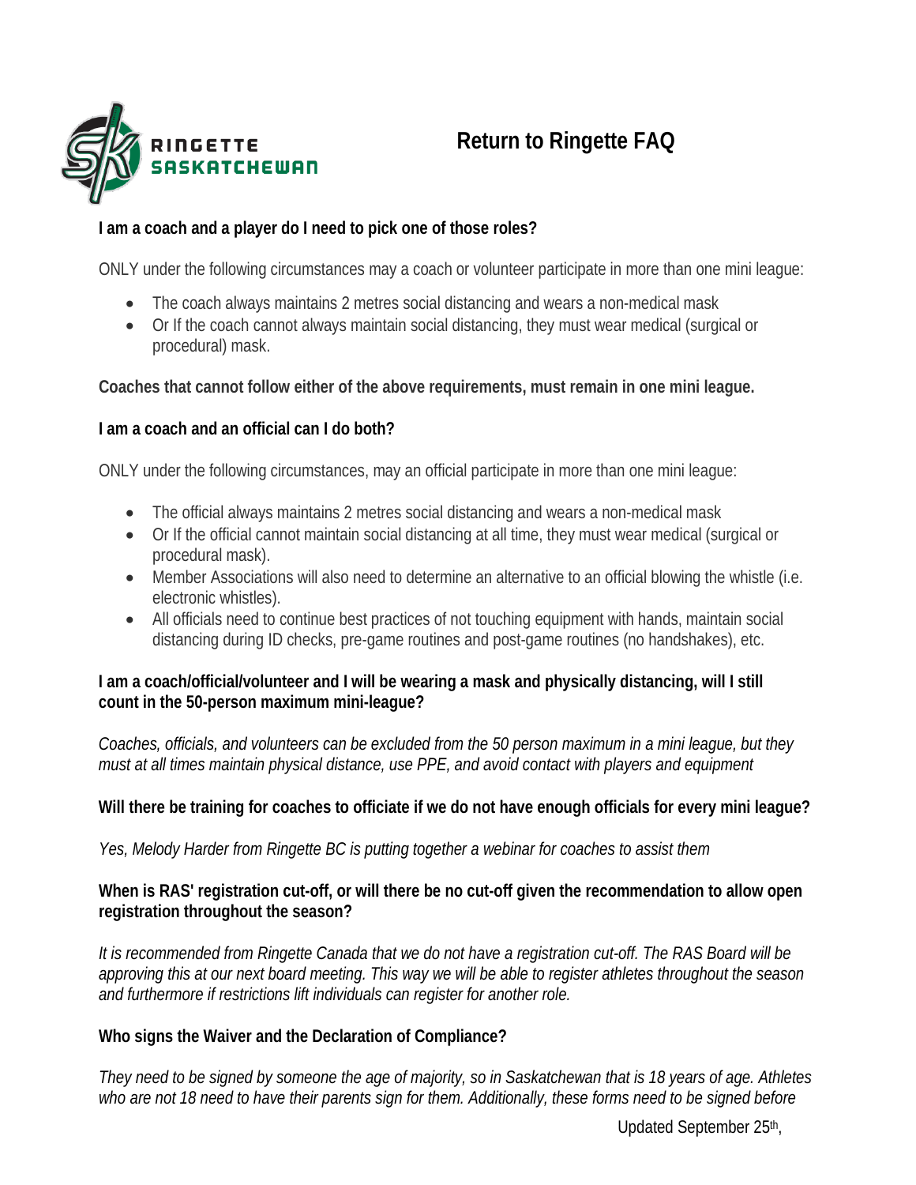RINGETTE SASKATCHEWAN

# Return to Ringette FAQ

**I am a coach and a player do I need to pick one of those roles?**

ONLY under the following circumstances may a coach or volunteer participate in more than one mini league:

- The coach always maintains 2 metres social distancing and wears a non-medical mask
- Or If the coach cannot always maintain social distancing, they must wear medical (surgical or procedural) mask.

**Coaches that cannot follow either of the above requirements, must remain in one mini league.**

**I am a coach and an official can I do both?**

ONLY under the following circumstances, may an official participate in more than one mini league:

- The official always maintains 2 metres social distancing and wears a non-medical mask
- Or If the official cannot maintain social distancing at all time, they must wear medical (surgical or procedural mask).
- Member Associations will also need to determine an alternative to an official blowing the whistle (i.e. electronic whistles).
- All officials need to continue best practices of not touching equipment with hands, maintain social distancing during ID checks, pre-game routines and post-game routines (no handshakes), etc.

**I am a coach/official/volunteer and I will be wearing a mask and physically distancing, will I still count in the 50-person maximum mini-league?**

*Coaches, officials, and volunteers can be excluded from the 50 person maximum in a mini league, but they must at all times maintain physical distance, use PPE, and avoid contact with players and equipment*

**Will there be training for coaches to officiate if we do not have enough officials for every mini league?**

*Yes, Melody Harder from Ringette BC is putting together a webinar for coaches to assist them*

**When is RAS' registration cut-off, or will there be no cut-off given the recommendation to allow open registration throughout the season?**

*It is recommended from Ringette Canada that we do not have a registration cut-off. The RAS Board will be approving this at our next board meeting. This way we will be able to register athletes throughout the season and furthermore if restrictions lift individuals can register for another role.*

**Who signs the Waiver and the Declaration of Compliance?**

*They need to be signed by someone the age of majority, so in Saskatchewan that is 18 years of age. Athletes who are not 18 need to have their parents sign for them. Additionally, these forms need to be signed before*

Updated September 25th,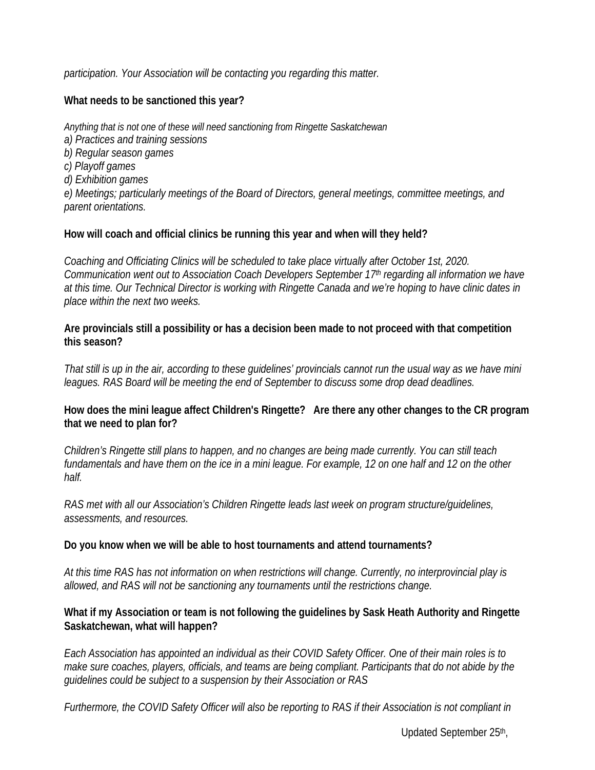*participation. Your Association will be contacting you regarding this matter.*

**What needs to be sanctioned this year?**

*Anything that is not one of these will need sanctioning from Ringette Saskatchewan*
*a) Practices and training sessions*
*b) Regular season games*
*c) Playoff games*
*d) Exhibition games*
*e) Meetings; particularly meetings of the Board of Directors, general meetings, committee meetings, and parent orientations.*

**How will coach and official clinics be running this year and when will they held?**

*Coaching and Officiating Clinics will be scheduled to take place virtually after October 1st, 2020. Communication went out to Association Coach Developers September 17th regarding all information we have at this time. Our Technical Director is working with Ringette Canada and we're hoping to have clinic dates in place within the next two weeks.*

**Are provincials still a possibility or has a decision been made to not proceed with that competition this season?**

*That still is up in the air, according to these guidelines' provincials cannot run the usual way as we have mini leagues. RAS Board will be meeting the end of September to discuss some drop dead deadlines.*

**How does the mini league affect Children's Ringette? Are there any other changes to the CR program that we need to plan for?**

*Children's Ringette still plans to happen, and no changes are being made currently. You can still teach fundamentals and have them on the ice in a mini league. For example, 12 on one half and 12 on the other half.*

*RAS met with all our Association's Children Ringette leads last week on program structure/guidelines, assessments, and resources.*

**Do you know when we will be able to host tournaments and attend tournaments?**

*At this time RAS has not information on when restrictions will change. Currently, no interprovincial play is allowed, and RAS will not be sanctioning any tournaments until the restrictions change.*

**What if my Association or team is not following the guidelines by Sask Heath Authority and Ringette Saskatchewan, what will happen?**

*Each Association has appointed an individual as their COVID Safety Officer. One of their main roles is to make sure coaches, players, officials, and teams are being compliant. Participants that do not abide by the guidelines could be subject to a suspension by their Association or RAS*

*Furthermore, the COVID Safety Officer will also be reporting to RAS if their Association is not compliant in*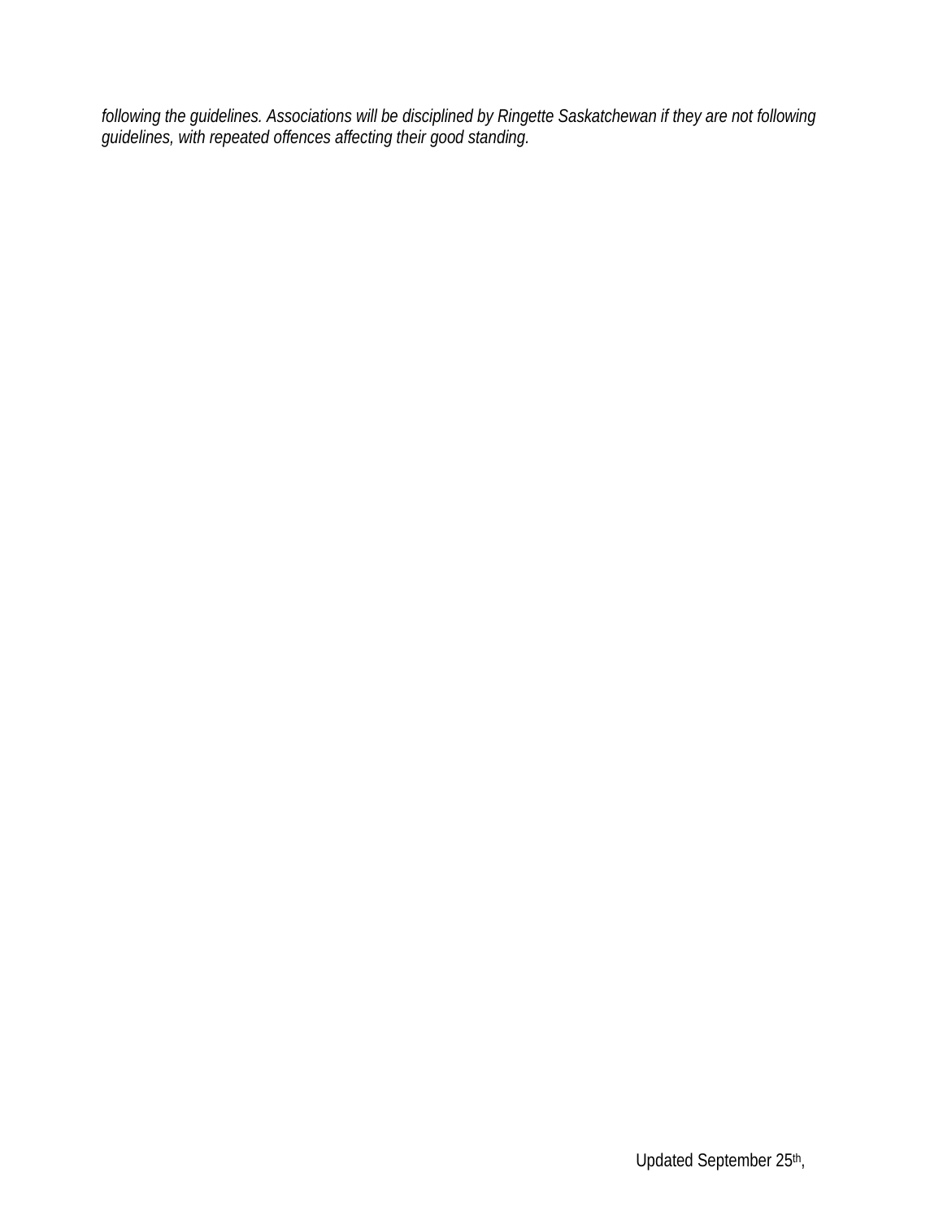*following the guidelines. Associations will be disciplined by Ringette Saskatchewan if they are not following guidelines, with repeated offences affecting their good standing.*